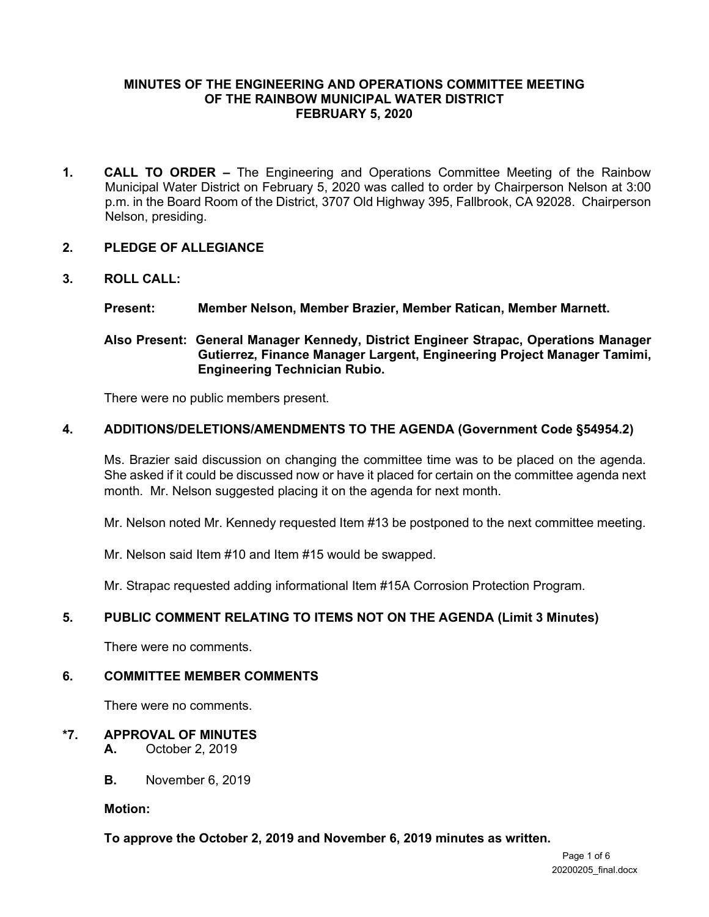# MINUTES OF THE ENGINEERING AND OPERATIONS COMMITTEE MEETING OF THE RAINBOW MUNICIPAL WATER DISTRICT FEBRUARY 5, 2020

**1. CALL TO ORDER –** The Engineering and Operations Committee Meeting of the Rainbow Municipal Water District on February 5, 2020 was called to order by Chairperson Nelson at 3:00 p.m. in the Board Room of the District, 3707 Old Highway 395, Fallbrook, CA 92028. Chairperson Nelson, presiding.

**2. PLEDGE OF ALLEGIANCE**

**3. ROLL CALL:**

**Present:** **Member Nelson, Member Brazier, Member Ratican, Member Marnett.**

**Also Present:** **General Manager Kennedy, District Engineer Strapac, Operations Manager Gutierrez, Finance Manager Largent, Engineering Project Manager Tamimi, Engineering Technician Rubio.**

There were no public members present.

**4. ADDITIONS/DELETIONS/AMENDMENTS TO THE AGENDA (Government Code §54954.2)**

Ms. Brazier said discussion on changing the committee time was to be placed on the agenda. She asked if it could be discussed now or have it placed for certain on the committee agenda next month. Mr. Nelson suggested placing it on the agenda for next month.

Mr. Nelson noted Mr. Kennedy requested Item #13 be postponed to the next committee meeting.

Mr. Nelson said Item #10 and Item #15 would be swapped.

Mr. Strapac requested adding informational Item #15A Corrosion Protection Program.

**5. PUBLIC COMMENT RELATING TO ITEMS NOT ON THE AGENDA (Limit 3 Minutes)**

There were no comments.

**6. COMMITTEE MEMBER COMMENTS**

There were no comments.

**\*7. APPROVAL OF MINUTES**

**A.** October 2, 2019

**B.** November 6, 2019

**Motion:**

**To approve the October 2, 2019 and November 6, 2019 minutes as written.**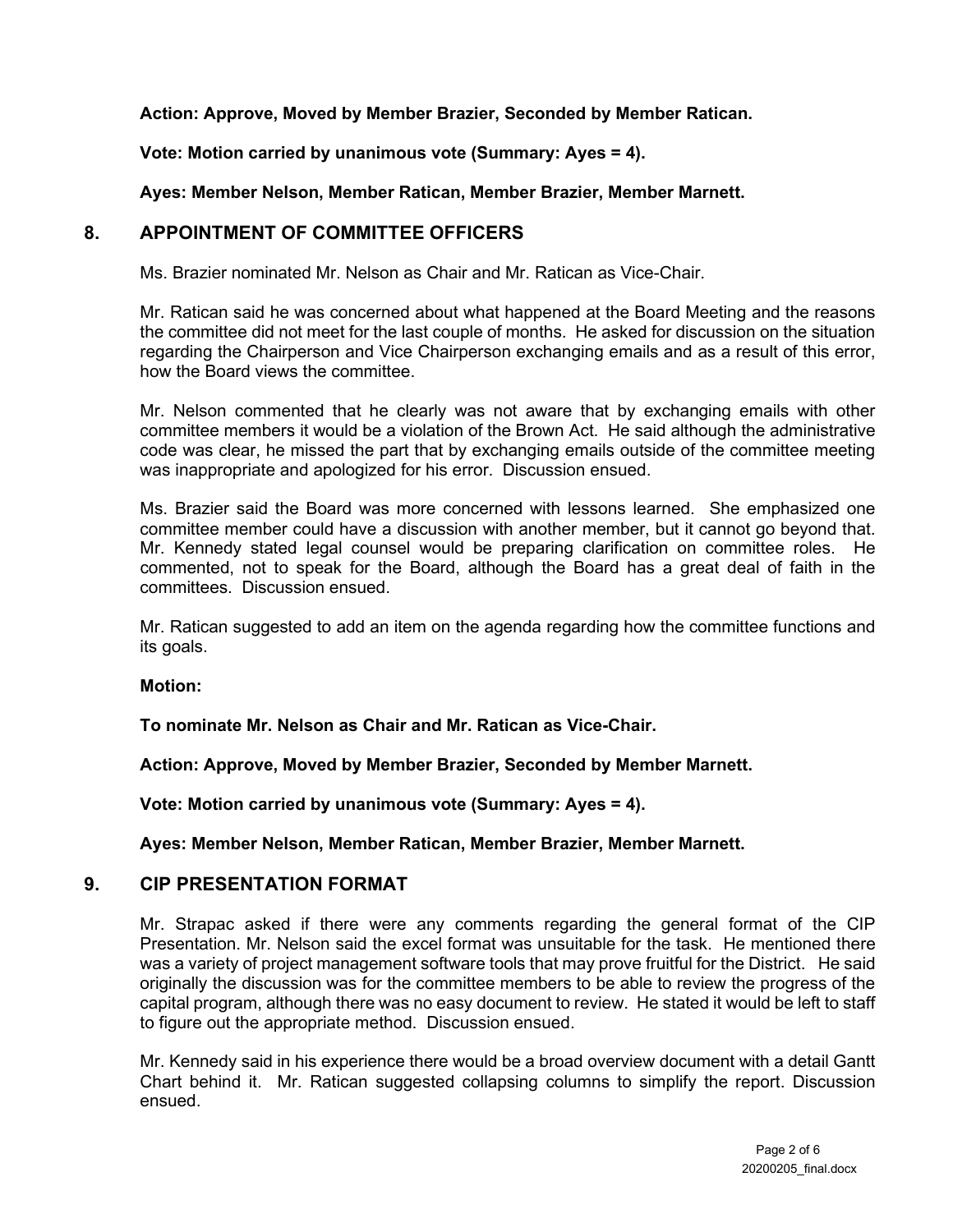**Action: Approve, Moved by Member Brazier, Seconded by Member Ratican.**

**Vote: Motion carried by unanimous vote (Summary: Ayes = 4).**

**Ayes: Member Nelson, Member Ratican, Member Brazier, Member Marnett.**

## 8. APPOINTMENT OF COMMITTEE OFFICERS

Ms. Brazier nominated Mr. Nelson as Chair and Mr. Ratican as Vice-Chair.

Mr. Ratican said he was concerned about what happened at the Board Meeting and the reasons the committee did not meet for the last couple of months. He asked for discussion on the situation regarding the Chairperson and Vice Chairperson exchanging emails and as a result of this error, how the Board views the committee.

Mr. Nelson commented that he clearly was not aware that by exchanging emails with other committee members it would be a violation of the Brown Act. He said although the administrative code was clear, he missed the part that by exchanging emails outside of the committee meeting was inappropriate and apologized for his error. Discussion ensued.

Ms. Brazier said the Board was more concerned with lessons learned. She emphasized one committee member could have a discussion with another member, but it cannot go beyond that. Mr. Kennedy stated legal counsel would be preparing clarification on committee roles. He commented, not to speak for the Board, although the Board has a great deal of faith in the committees. Discussion ensued.

Mr. Ratican suggested to add an item on the agenda regarding how the committee functions and its goals.

**Motion:**

**To nominate Mr. Nelson as Chair and Mr. Ratican as Vice-Chair.**

**Action: Approve, Moved by Member Brazier, Seconded by Member Marnett.**

**Vote: Motion carried by unanimous vote (Summary: Ayes = 4).**

**Ayes: Member Nelson, Member Ratican, Member Brazier, Member Marnett.**

## 9. CIP PRESENTATION FORMAT

Mr. Strapac asked if there were any comments regarding the general format of the CIP Presentation. Mr. Nelson said the excel format was unsuitable for the task. He mentioned there was a variety of project management software tools that may prove fruitful for the District. He said originally the discussion was for the committee members to be able to review the progress of the capital program, although there was no easy document to review. He stated it would be left to staff to figure out the appropriate method. Discussion ensued.

Mr. Kennedy said in his experience there would be a broad overview document with a detail Gantt Chart behind it. Mr. Ratican suggested collapsing columns to simplify the report. Discussion ensued.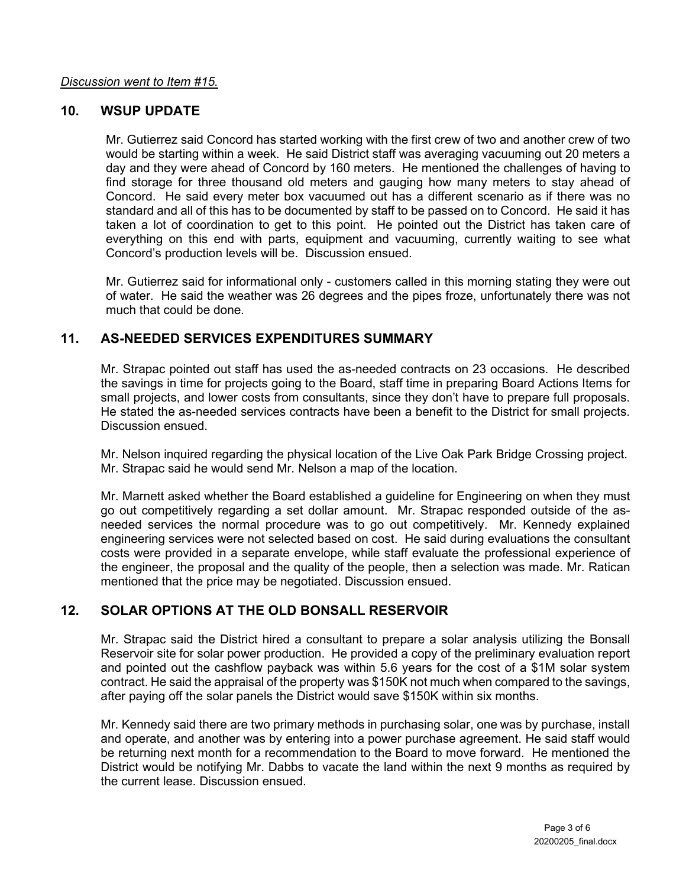*Discussion went to Item #15.*

## 10. WSUP UPDATE

Mr. Gutierrez said Concord has started working with the first crew of two and another crew of two would be starting within a week. He said District staff was averaging vacuuming out 20 meters a day and they were ahead of Concord by 160 meters. He mentioned the challenges of having to find storage for three thousand old meters and gauging how many meters to stay ahead of Concord. He said every meter box vacuumed out has a different scenario as if there was no standard and all of this has to be documented by staff to be passed on to Concord. He said it has taken a lot of coordination to get to this point. He pointed out the District has taken care of everything on this end with parts, equipment and vacuuming, currently waiting to see what Concord's production levels will be. Discussion ensued.

Mr. Gutierrez said for informational only - customers called in this morning stating they were out of water. He said the weather was 26 degrees and the pipes froze, unfortunately there was not much that could be done.

## 11. AS-NEEDED SERVICES EXPENDITURES SUMMARY

Mr. Strapac pointed out staff has used the as-needed contracts on 23 occasions. He described the savings in time for projects going to the Board, staff time in preparing Board Actions Items for small projects, and lower costs from consultants, since they don't have to prepare full proposals. He stated the as-needed services contracts have been a benefit to the District for small projects. Discussion ensued.

Mr. Nelson inquired regarding the physical location of the Live Oak Park Bridge Crossing project. Mr. Strapac said he would send Mr. Nelson a map of the location.

Mr. Marnett asked whether the Board established a guideline for Engineering on when they must go out competitively regarding a set dollar amount. Mr. Strapac responded outside of the as-needed services the normal procedure was to go out competitively. Mr. Kennedy explained engineering services were not selected based on cost. He said during evaluations the consultant costs were provided in a separate envelope, while staff evaluate the professional experience of the engineer, the proposal and the quality of the people, then a selection was made. Mr. Ratican mentioned that the price may be negotiated. Discussion ensued.

## 12. SOLAR OPTIONS AT THE OLD BONSALL RESERVOIR

Mr. Strapac said the District hired a consultant to prepare a solar analysis utilizing the Bonsall Reservoir site for solar power production. He provided a copy of the preliminary evaluation report and pointed out the cashflow payback was within 5.6 years for the cost of a $1M solar system contract. He said the appraisal of the property was $150K not much when compared to the savings, after paying off the solar panels the District would save $150K within six months.

Mr. Kennedy said there are two primary methods in purchasing solar, one was by purchase, install and operate, and another was by entering into a power purchase agreement. He said staff would be returning next month for a recommendation to the Board to move forward. He mentioned the District would be notifying Mr. Dabbs to vacate the land within the next 9 months as required by the current lease. Discussion ensued.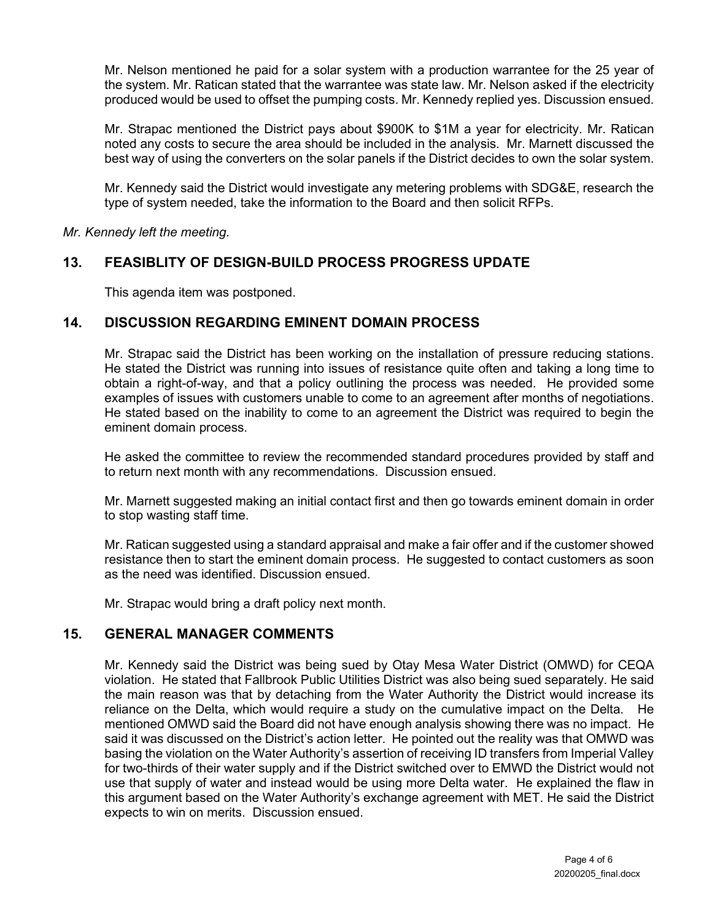Mr. Nelson mentioned he paid for a solar system with a production warrantee for the 25 year of the system. Mr. Ratican stated that the warrantee was state law. Mr. Nelson asked if the electricity produced would be used to offset the pumping costs. Mr. Kennedy replied yes. Discussion ensued.

Mr. Strapac mentioned the District pays about $900K to $1M a year for electricity. Mr. Ratican noted any costs to secure the area should be included in the analysis. Mr. Marnett discussed the best way of using the converters on the solar panels if the District decides to own the solar system.

Mr. Kennedy said the District would investigate any metering problems with SDG&E, research the type of system needed, take the information to the Board and then solicit RFPs.

*Mr. Kennedy left the meeting.*

## 13. FEASIBLITY OF DESIGN-BUILD PROCESS PROGRESS UPDATE

This agenda item was postponed.

## 14. DISCUSSION REGARDING EMINENT DOMAIN PROCESS

Mr. Strapac said the District has been working on the installation of pressure reducing stations. He stated the District was running into issues of resistance quite often and taking a long time to obtain a right-of-way, and that a policy outlining the process was needed. He provided some examples of issues with customers unable to come to an agreement after months of negotiations. He stated based on the inability to come to an agreement the District was required to begin the eminent domain process.

He asked the committee to review the recommended standard procedures provided by staff and to return next month with any recommendations. Discussion ensued.

Mr. Marnett suggested making an initial contact first and then go towards eminent domain in order to stop wasting staff time.

Mr. Ratican suggested using a standard appraisal and make a fair offer and if the customer showed resistance then to start the eminent domain process. He suggested to contact customers as soon as the need was identified. Discussion ensued.

Mr. Strapac would bring a draft policy next month.

## 15. GENERAL MANAGER COMMENTS

Mr. Kennedy said the District was being sued by Otay Mesa Water District (OMWD) for CEQA violation. He stated that Fallbrook Public Utilities District was also being sued separately. He said the main reason was that by detaching from the Water Authority the District would increase its reliance on the Delta, which would require a study on the cumulative impact on the Delta. He mentioned OMWD said the Board did not have enough analysis showing there was no impact. He said it was discussed on the District's action letter. He pointed out the reality was that OMWD was basing the violation on the Water Authority's assertion of receiving ID transfers from Imperial Valley for two-thirds of their water supply and if the District switched over to EMWD the District would not use that supply of water and instead would be using more Delta water. He explained the flaw in this argument based on the Water Authority's exchange agreement with MET. He said the District expects to win on merits. Discussion ensued.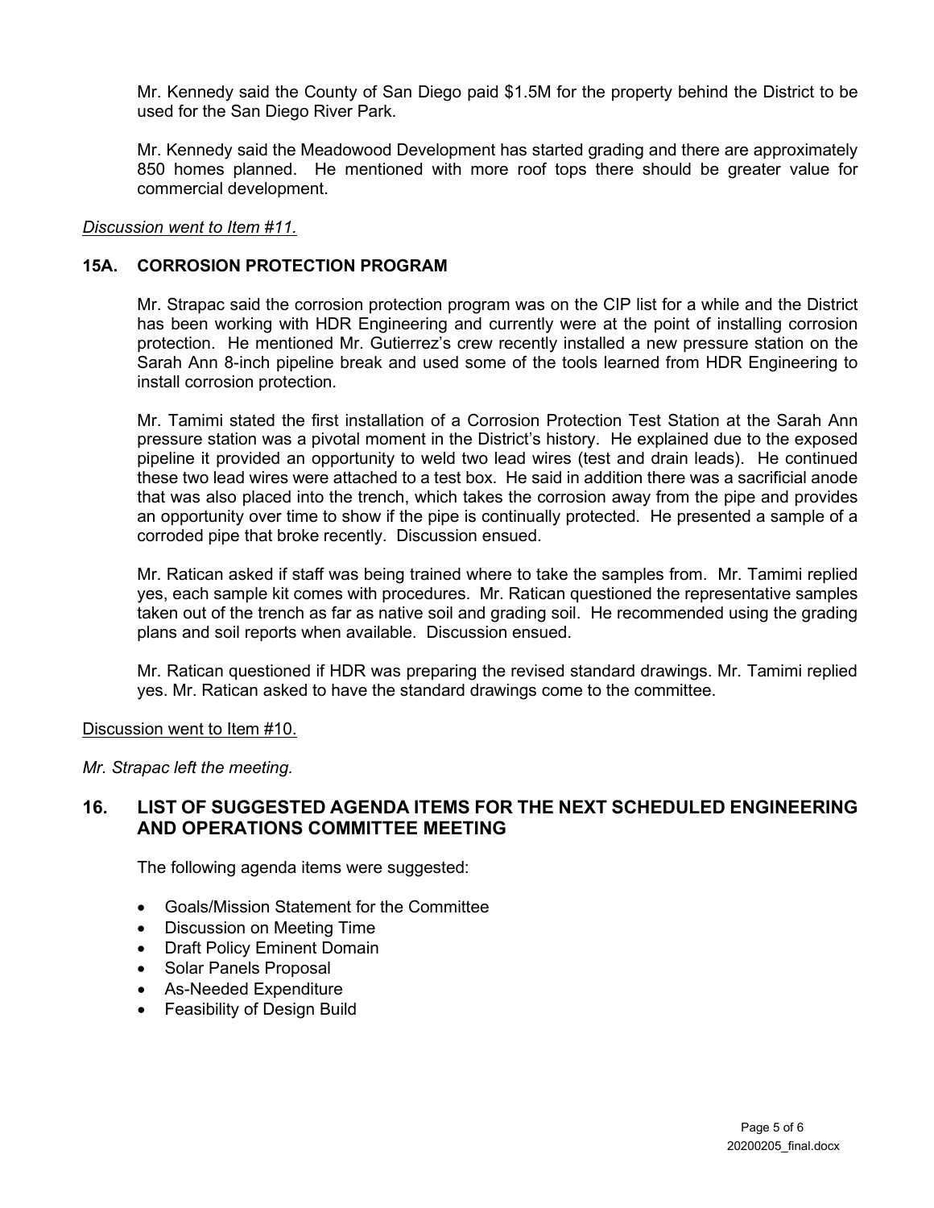Mr. Kennedy said the County of San Diego paid $1.5M for the property behind the District to be used for the San Diego River Park.

Mr. Kennedy said the Meadowood Development has started grading and there are approximately 850 homes planned. He mentioned with more roof tops there should be greater value for commercial development.

*Discussion went to Item #11.*

### 15A. CORROSION PROTECTION PROGRAM

Mr. Strapac said the corrosion protection program was on the CIP list for a while and the District has been working with HDR Engineering and currently were at the point of installing corrosion protection. He mentioned Mr. Gutierrez's crew recently installed a new pressure station on the Sarah Ann 8-inch pipeline break and used some of the tools learned from HDR Engineering to install corrosion protection.

Mr. Tamimi stated the first installation of a Corrosion Protection Test Station at the Sarah Ann pressure station was a pivotal moment in the District's history. He explained due to the exposed pipeline it provided an opportunity to weld two lead wires (test and drain leads). He continued these two lead wires were attached to a test box. He said in addition there was a sacrificial anode that was also placed into the trench, which takes the corrosion away from the pipe and provides an opportunity over time to show if the pipe is continually protected. He presented a sample of a corroded pipe that broke recently. Discussion ensued.

Mr. Ratican asked if staff was being trained where to take the samples from. Mr. Tamimi replied yes, each sample kit comes with procedures. Mr. Ratican questioned the representative samples taken out of the trench as far as native soil and grading soil. He recommended using the grading plans and soil reports when available. Discussion ensued.

Mr. Ratican questioned if HDR was preparing the revised standard drawings. Mr. Tamimi replied yes. Mr. Ratican asked to have the standard drawings come to the committee.

Discussion went to Item #10.

*Mr. Strapac left the meeting.*

### 16. LIST OF SUGGESTED AGENDA ITEMS FOR THE NEXT SCHEDULED ENGINEERING AND OPERATIONS COMMITTEE MEETING

The following agenda items were suggested:

- Goals/Mission Statement for the Committee
- Discussion on Meeting Time
- Draft Policy Eminent Domain
- Solar Panels Proposal
- As-Needed Expenditure
- Feasibility of Design Build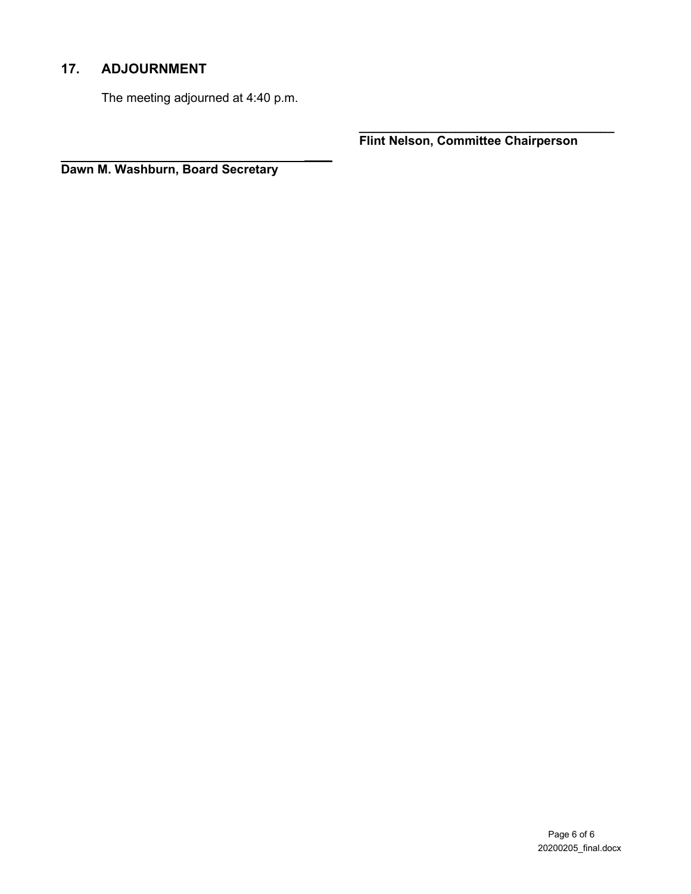## 17. ADJOURNMENT

The meeting adjourned at 4:40 p.m.

\_\_\_\_\_\_\_\_\_\_\_\_\_\_\_\_\_\_\_\_\_\_\_\_\_\_\_\_\_\_\_\_\_\_\_\_\_\_
**Flint Nelson, Committee Chairperson**

\_\_\_\_\_\_\_\_\_\_\_\_\_\_\_\_\_\_\_\_\_\_\_\_\_\_\_\_\_\_\_\_\_\_\_\_\_\_\_\_
**Dawn M. Washburn, Board Secretary**

20200205_final.docx